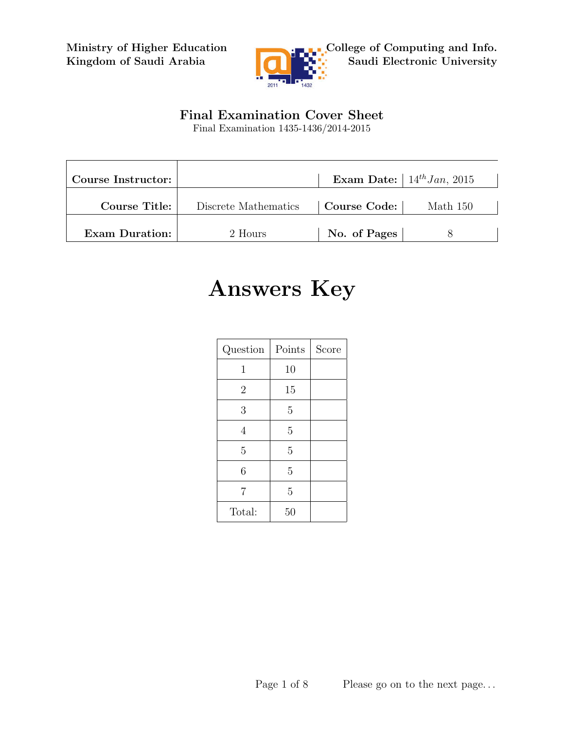Ministry of Higher Education
Kingdom of Saudi Arabia

College of Computing and Info.
Saudi Electronic University

## Final Examination Cover Sheet

Final Examination 1435-1436/2014-2015

| **Course Instructor:** | | **Exam Date:** | $14^{th} Jan$, 2015 |
|---|---|---|---|
| **Course Title:** | Discrete Mathematics | **Course Code:** | Math 150 |
| **Exam Duration:** | 2 Hours | **No. of Pages** | 8 |

# Answers Key

| Question | Points | Score |
|---|---|---|
| 1 | 10 | |
| 2 | 15 | |
| 3 | 5 | |
| 4 | 5 | |
| 5 | 5 | |
| 6 | 5 | |
| 7 | 5 | |
| Total: | 50 | |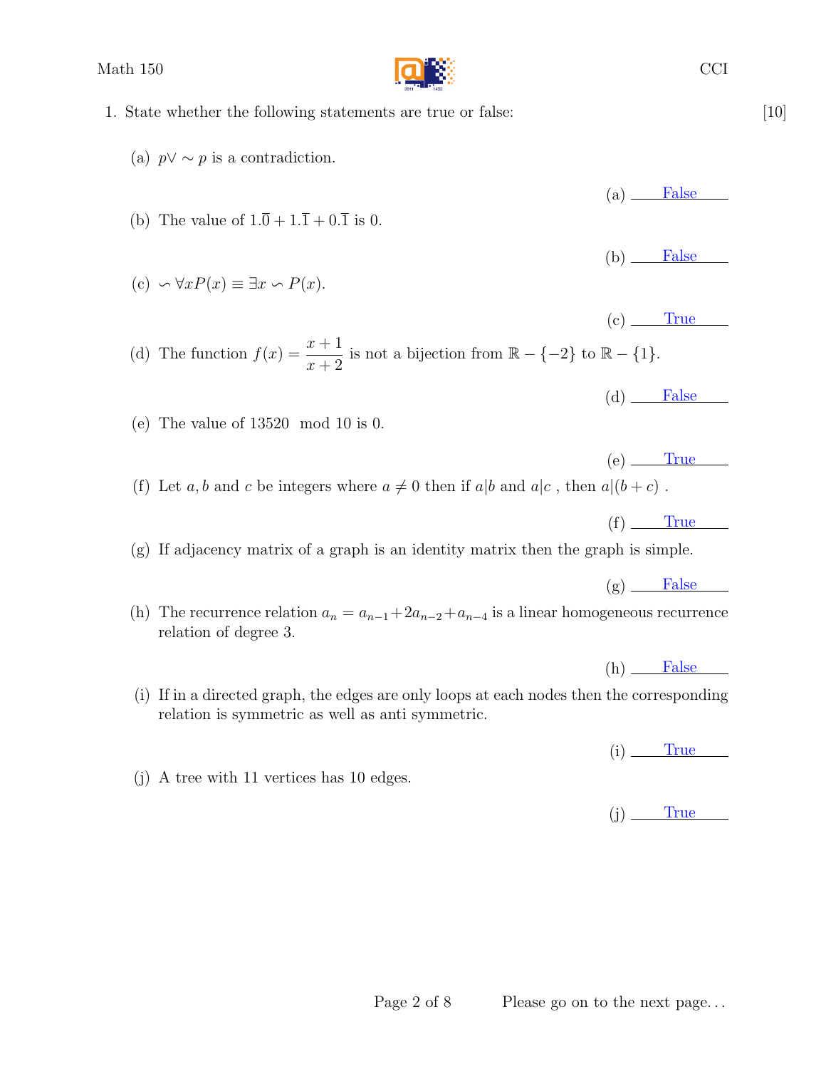1. State whether the following statements are true or false: [10]

(a) $p \vee \sim p$ is a contradiction.

(a) False

(b) The value of $1.\overline{0} + 1.\overline{1} + 0.\overline{1}$ is 0.

(b) False

(c) $\backsim \forall x P(x) \equiv \exists x \backsim P(x)$.

(c) True

(d) The function $f(x) = \dfrac{x+1}{x+2}$ is not a bijection from $\mathbb{R} - \{-2\}$ to $\mathbb{R} - \{1\}$.

(d) False

(e) The value of $13520 \mod 10$ is 0.

(e) True

(f) Let $a, b$ and $c$ be integers where $a \neq 0$ then if $a|b$ and $a|c$ , then $a|(b+c)$ .

(f) True

(g) If adjacency matrix of a graph is an identity matrix then the graph is simple.

(g) False

(h) The recurrence relation $a_n = a_{n-1} + 2a_{n-2} + a_{n-4}$ is a linear homogeneous recurrence relation of degree 3.

(h) False

(i) If in a directed graph, the edges are only loops at each nodes then the corresponding relation is symmetric as well as anti symmetric.

(i) True

(j) A tree with 11 vertices has 10 edges.

(j) True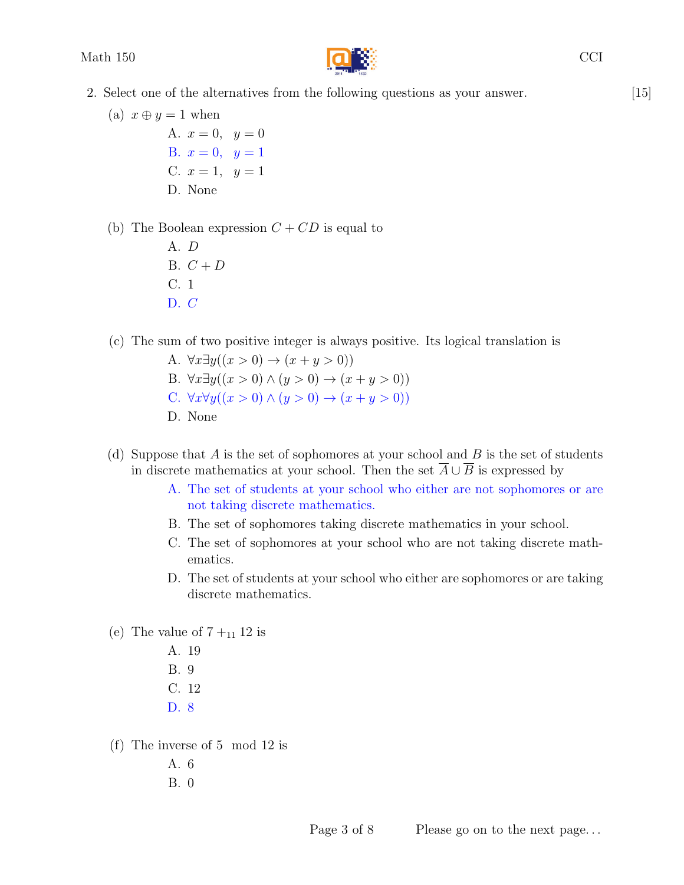2. Select one of the alternatives from the following questions as your answer. [15]

(a) $x \oplus y = 1$ when

A. $x = 0, \quad y = 0$

B. $x = 0, \quad y = 1$

C. $x = 1, \quad y = 1$

D. None

(b) The Boolean expression $C + CD$ is equal to

A. $D$

B. $C + D$

C. 1

D. $C$

(c) The sum of two positive integer is always positive. Its logical translation is

A. $\forall x \exists y((x > 0) \rightarrow (x + y > 0))$

B. $\forall x \exists y((x > 0) \wedge (y > 0) \rightarrow (x + y > 0))$

C. $\forall x \forall y((x > 0) \wedge (y > 0) \rightarrow (x + y > 0))$

D. None

(d) Suppose that $A$ is the set of sophomores at your school and $B$ is the set of students in discrete mathematics at your school. Then the set $\overline{A} \cup \overline{B}$ is expressed by

A. The set of students at your school who either are not sophomores or are not taking discrete mathematics.

B. The set of sophomores taking discrete mathematics in your school.

C. The set of sophomores at your school who are not taking discrete mathematics.

D. The set of students at your school who either are sophomores or are taking discrete mathematics.

(e) The value of $7 +_{11} 12$ is

A. 19

B. 9

C. 12

D. 8

(f) The inverse of $5 \mod 12$ is

A. 6

B. 0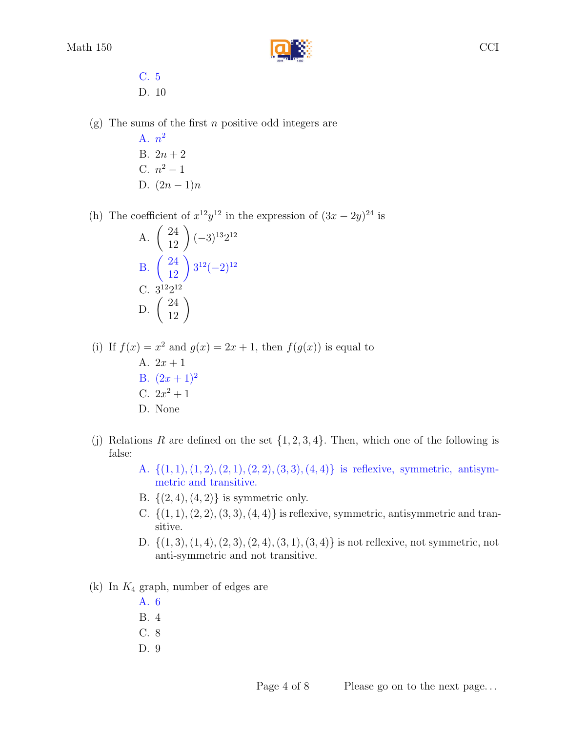C. 5

D. 10

(g) The sums of the first $n$ positive odd integers are

A. $n^2$

B. $2n + 2$

C. $n^2 - 1$

D. $(2n - 1)n$

(h) The coefficient of $x^{12}y^{12}$ in the expression of $(3x - 2y)^{24}$ is

A. $\binom{24}{12}(-3)^{13}2^{12}$

B. $\binom{24}{12}3^{12}(-2)^{12}$

C. $3^{12}2^{12}$

D. $\binom{24}{12}$

(i) If $f(x) = x^2$ and $g(x) = 2x + 1$, then $f(g(x))$ is equal to

A. $2x + 1$

B. $(2x + 1)^2$

C. $2x^2 + 1$

D. None

(j) Relations $R$ are defined on the set $\{1, 2, 3, 4\}$. Then, which one of the following is false:

A. $\{(1, 1), (1, 2), (2, 1), (2, 2), (3, 3), (4, 4)\}$ is reflexive, symmetric, antisymmetric and transitive.

B. $\{(2, 4), (4, 2)\}$ is symmetric only.

C. $\{(1, 1), (2, 2), (3, 3), (4, 4)\}$ is reflexive, symmetric, antisymmetric and transitive.

D. $\{(1, 3), (1, 4), (2, 3), (2, 4), (3, 1), (3, 4)\}$ is not reflexive, not symmetric, not anti-symmetric and not transitive.

(k) In $K_4$ graph, number of edges are

A. 6

B. 4

C. 8

D. 9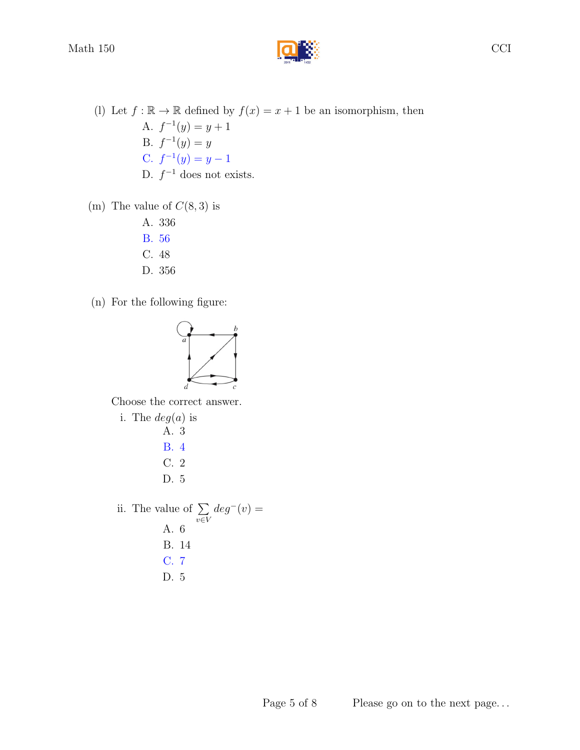(l) Let $f : \mathbb{R} \to \mathbb{R}$ defined by $f(x) = x + 1$ be an isomorphism, then

- A. $f^{-1}(y) = y + 1$
- B. $f^{-1}(y) = y$
- C. $f^{-1}(y) = y - 1$
- D. $f^{-1}$ does not exists.

(m) The value of $C(8, 3)$ is

- A. 336
- B. 56
- C. 48
- D. 356

(n) For the following figure:

Choose the correct answer.

i. The $deg(a)$ is

- A. 3
- B. 4
- C. 2
- D. 5

ii. The value of $\sum_{v \in V} deg^{-}(v) =$

- A. 6
- B. 14
- C. 7
- D. 5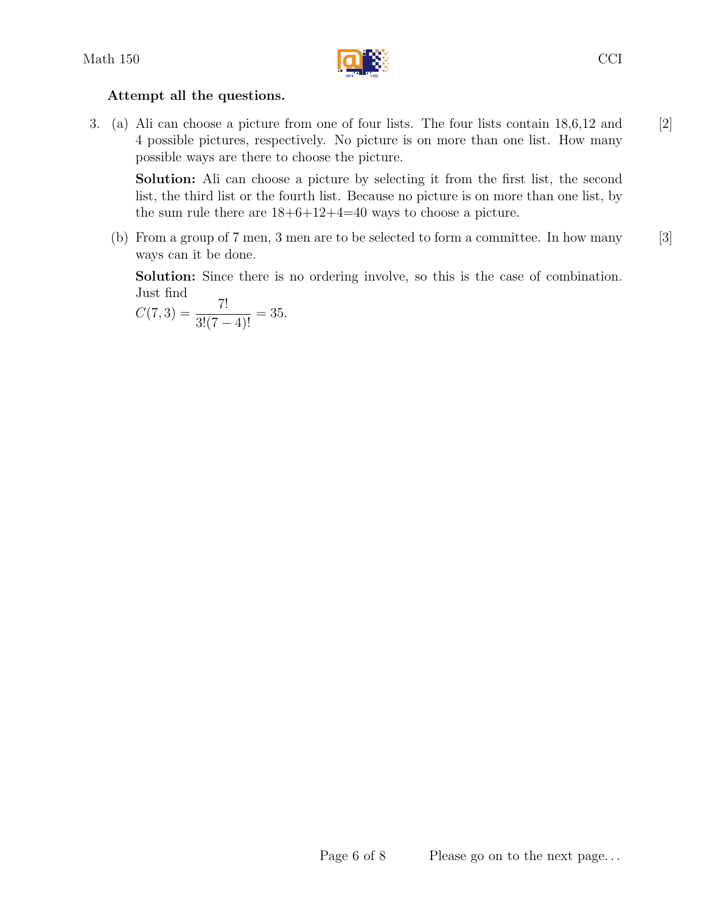**Attempt all the questions.**

3. (a) Ali can choose a picture from one of four lists. The four lists contain 18,6,12 and 4 possible pictures, respectively. No picture is on more than one list. How many possible ways are there to choose the picture. [2]

   **Solution:** Ali can choose a picture by selecting it from the first list, the second list, the third list or the fourth list. Because no picture is on more than one list, by the sum rule there are 18+6+12+4=40 ways to choose a picture.

   (b) From a group of 7 men, 3 men are to be selected to form a committee. In how many ways can it be done. [3]

   **Solution:** Since there is no ordering involve, so this is the case of combination. Just find
   $C(7, 3) = \frac{7!}{3!(7-4)!} = 35.$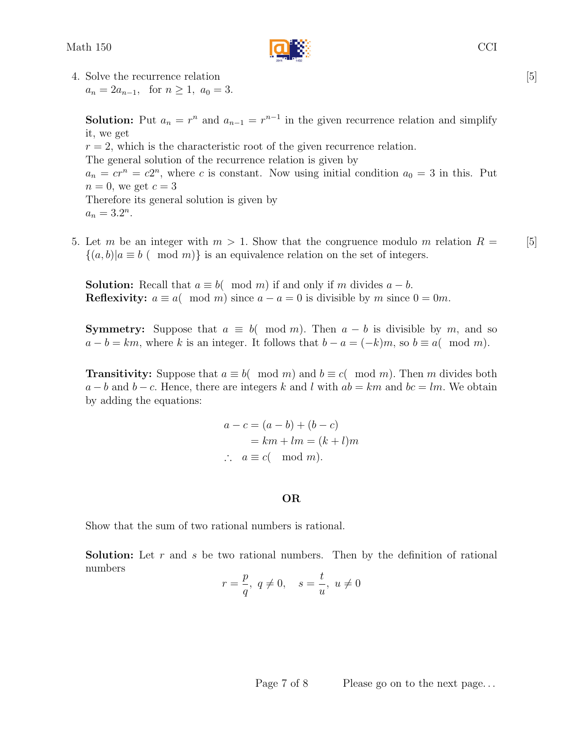4. Solve the recurrence relation [5]
$a_n = 2a_{n-1}$, for $n \geq 1$, $a_0 = 3$.

**Solution:** Put $a_n = r^n$ and $a_{n-1} = r^{n-1}$ in the given recurrence relation and simplify it, we get
$r = 2$, which is the characteristic root of the given recurrence relation.
The general solution of the recurrence relation is given by
$a_n = cr^n = c2^n$, where $c$ is constant. Now using initial condition $a_0 = 3$ in this. Put $n = 0$, we get $c = 3$
Therefore its general solution is given by
$a_n = 3.2^n$.

5. Let $m$ be an integer with $m > 1$. Show that the congruence modulo $m$ relation $R = \{(a, b) | a \equiv b \pmod{m}\}$ is an equivalence relation on the set of integers. [5]

**Solution:** Recall that $a \equiv b \pmod{m}$ if and only if $m$ divides $a - b$.
**Reflexivity:** $a \equiv a \pmod{m}$ since $a - a = 0$ is divisible by $m$ since $0 = 0m$.

**Symmetry:** Suppose that $a \equiv b \pmod{m}$. Then $a - b$ is divisible by $m$, and so $a - b = km$, where $k$ is an integer. It follows that $b - a = (-k)m$, so $b \equiv a \pmod{m}$.

**Transitivity:** Suppose that $a \equiv b \pmod{m}$ and $b \equiv c \pmod{m}$. Then $m$ divides both $a - b$ and $b - c$. Hence, there are integers $k$ and $l$ with $ab = km$ and $bc = lm$. We obtain by adding the equations:

$$\begin{aligned}
a - c &= (a - b) + (b - c) \\
&= km + lm = (k + l)m \\
\therefore \quad a &\equiv c \pmod{m}.
\end{aligned}$$

**OR**

Show that the sum of two rational numbers is rational.

**Solution:** Let $r$ and $s$ be two rational numbers. Then by the definition of rational numbers

$$r = \frac{p}{q},\ q \neq 0, \quad s = \frac{t}{u},\ u \neq 0$$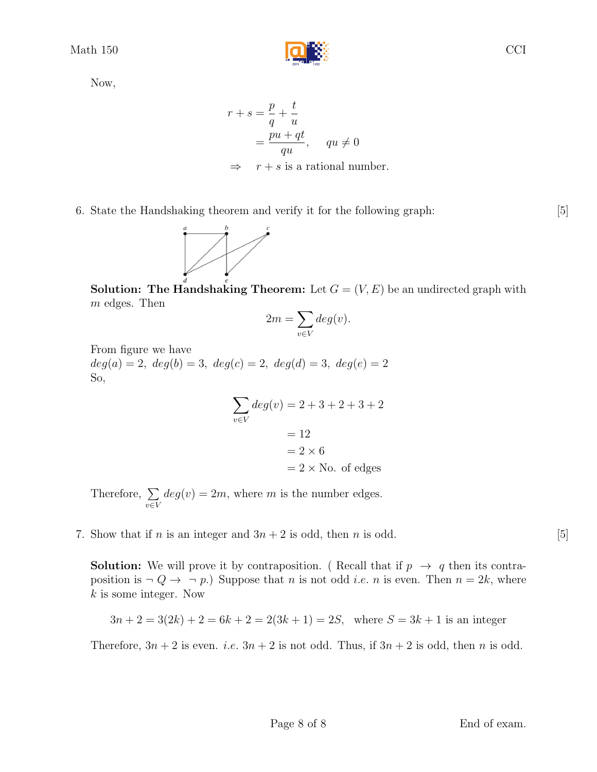Now,

$$
\begin{aligned}
r + s &= \frac{p}{q} + \frac{t}{u} \\
&= \frac{pu + qt}{qu}, \quad qu \neq 0 \\
\Rightarrow \quad & r + s \text{ is a rational number.}
\end{aligned}
$$

6. State the Handshaking theorem and verify it for the following graph: [5]

a b c

d e

**Solution: The Handshaking Theorem:** Let $G = (V, E)$ be an undirected graph with $m$ edges. Then

$$2m = \sum_{v \in V} deg(v).$$

From figure we have
$deg(a) = 2,\ deg(b) = 3,\ deg(c) = 2,\ deg(d) = 3,\ deg(e) = 2$
So,

$$
\begin{aligned}
\sum_{v \in V} deg(v) &= 2 + 3 + 2 + 3 + 2 \\
&= 12 \\
&= 2 \times 6 \\
&= 2 \times \text{No. of edges}
\end{aligned}
$$

Therefore, $\sum_{v \in V} deg(v) = 2m$, where $m$ is the number edges.

7. Show that if $n$ is an integer and $3n + 2$ is odd, then $n$ is odd. [5]

**Solution:** We will prove it by contraposition. ( Recall that if $p \rightarrow q$ then its contraposition is $\neg\, Q \rightarrow \neg\, p$.) Suppose that $n$ is not odd *i.e.* $n$ is even. Then $n = 2k$, where $k$ is some integer. Now

$$3n + 2 = 3(2k) + 2 = 6k + 2 = 2(3k + 1) = 2S, \quad \text{where } S = 3k + 1 \text{ is an integer}$$

Therefore, $3n + 2$ is even. *i.e.* $3n + 2$ is not odd. Thus, if $3n + 2$ is odd, then $n$ is odd.

End of exam.